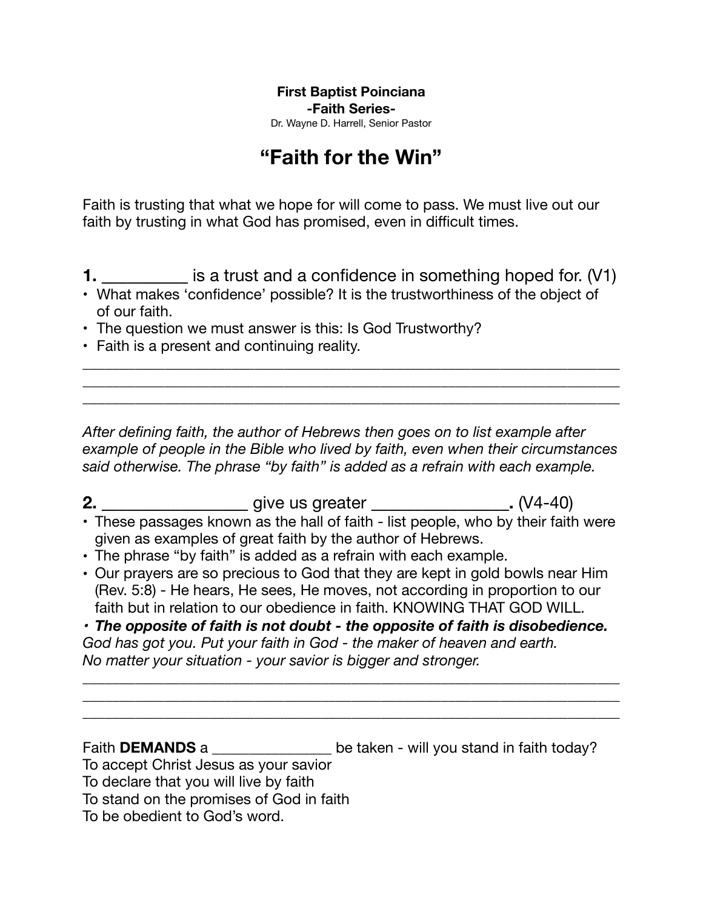**First Baptist Poinciana**
**-Faith Series-**
Dr. Wayne D. Harrell, Senior Pastor

# "Faith for the Win"

Faith is trusting that what we hope for will come to pass. We must live out our faith by trusting in what God has promised, even in difficult times.

**1.** _________ is a trust and a confidence in something hoped for. (V1)

- What makes 'confidence' possible? It is the trustworthiness of the object of of our faith.
- The question we must answer is this: Is God Trustworthy?
- Faith is a present and continuing reality.

_______________________________________________________________________
_______________________________________________________________________
_______________________________________________________________________

*After defining faith, the author of Hebrews then goes on to list example after example of people in the Bible who lived by faith, even when their circumstances said otherwise. The phrase "by faith" is added as a refrain with each example.*

**2.** ________________ give us greater _______________**.** (V4-40)

- These passages known as the hall of faith - list people, who by their faith were given as examples of great faith by the author of Hebrews.
- The phrase "by faith" is added as a refrain with each example.
- Our prayers are so precious to God that they are kept in gold bowls near Him (Rev. 5:8) - He hears, He sees, He moves, not according in proportion to our faith but in relation to our obedience in faith. KNOWING THAT GOD WILL.

***• The opposite of faith is not doubt - the opposite of faith is disobedience.***
*God has got you. Put your faith in God - the maker of heaven and earth.*
*No matter your situation - your savior is bigger and stronger.*

_______________________________________________________________________
_______________________________________________________________________
_______________________________________________________________________

Faith **DEMANDS** a _______________ be taken - will you stand in faith today?
To accept Christ Jesus as your savior
To declare that you will live by faith
To stand on the promises of God in faith
To be obedient to God's word.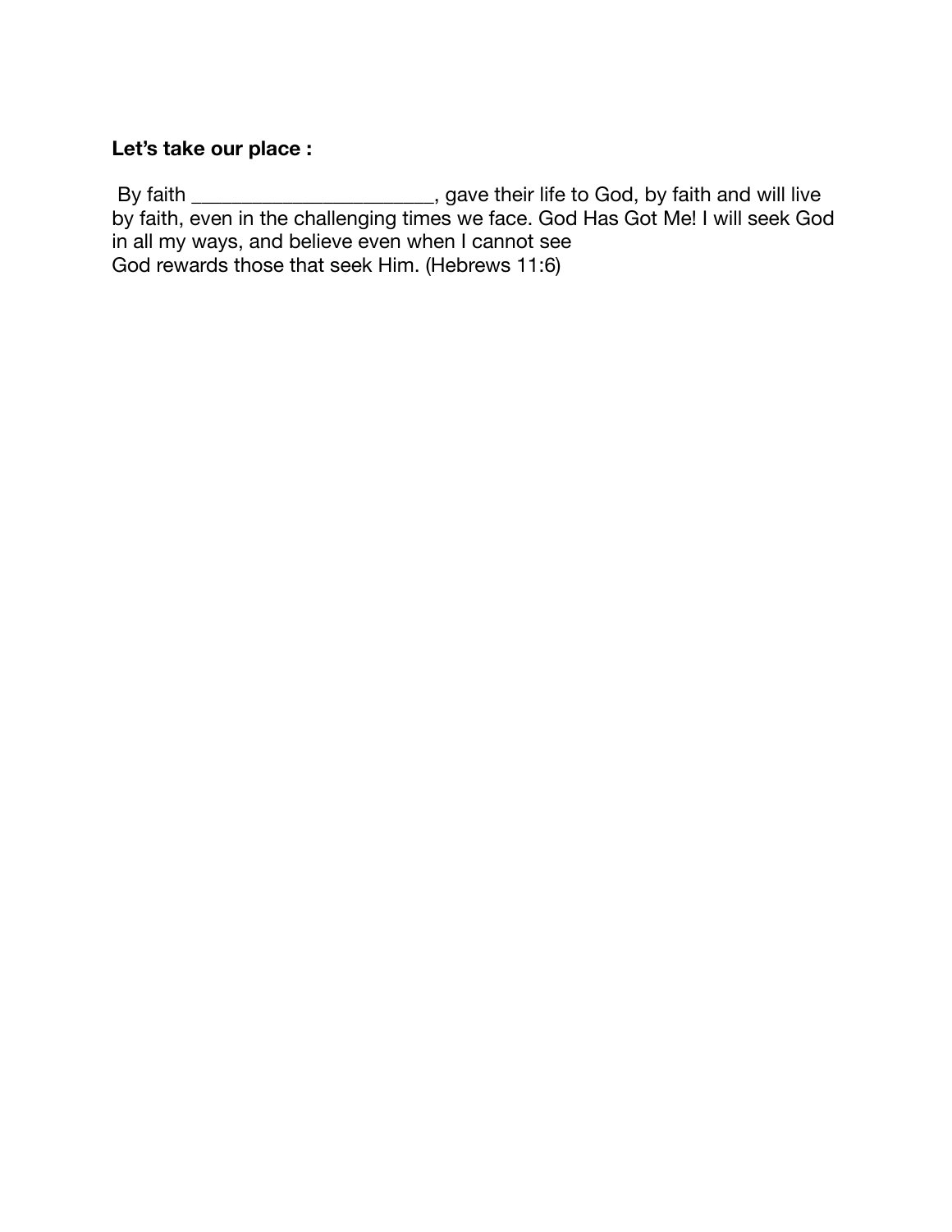**Let's take our place :**

By faith ______________________, gave their life to God, by faith and will live by faith, even in the challenging times we face. God Has Got Me! I will seek God in all my ways, and believe even when I cannot see
God rewards those that seek Him. (Hebrews 11:6)